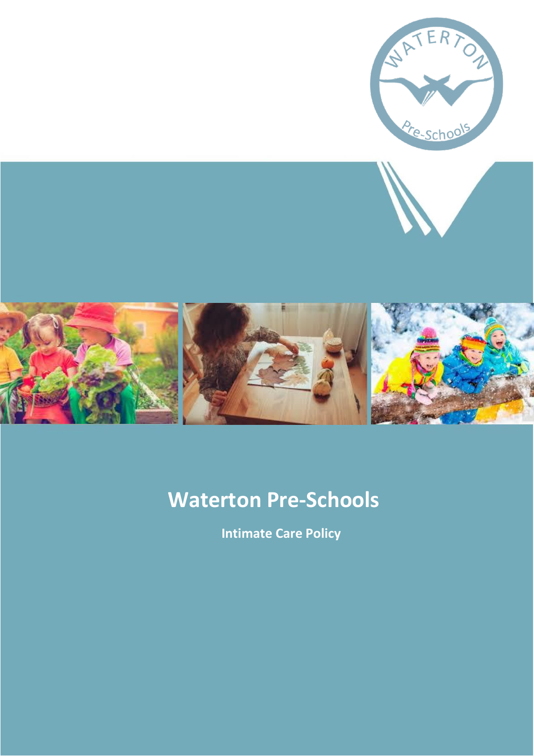# Waterton Pre-Schools

**Intimate Care Policy**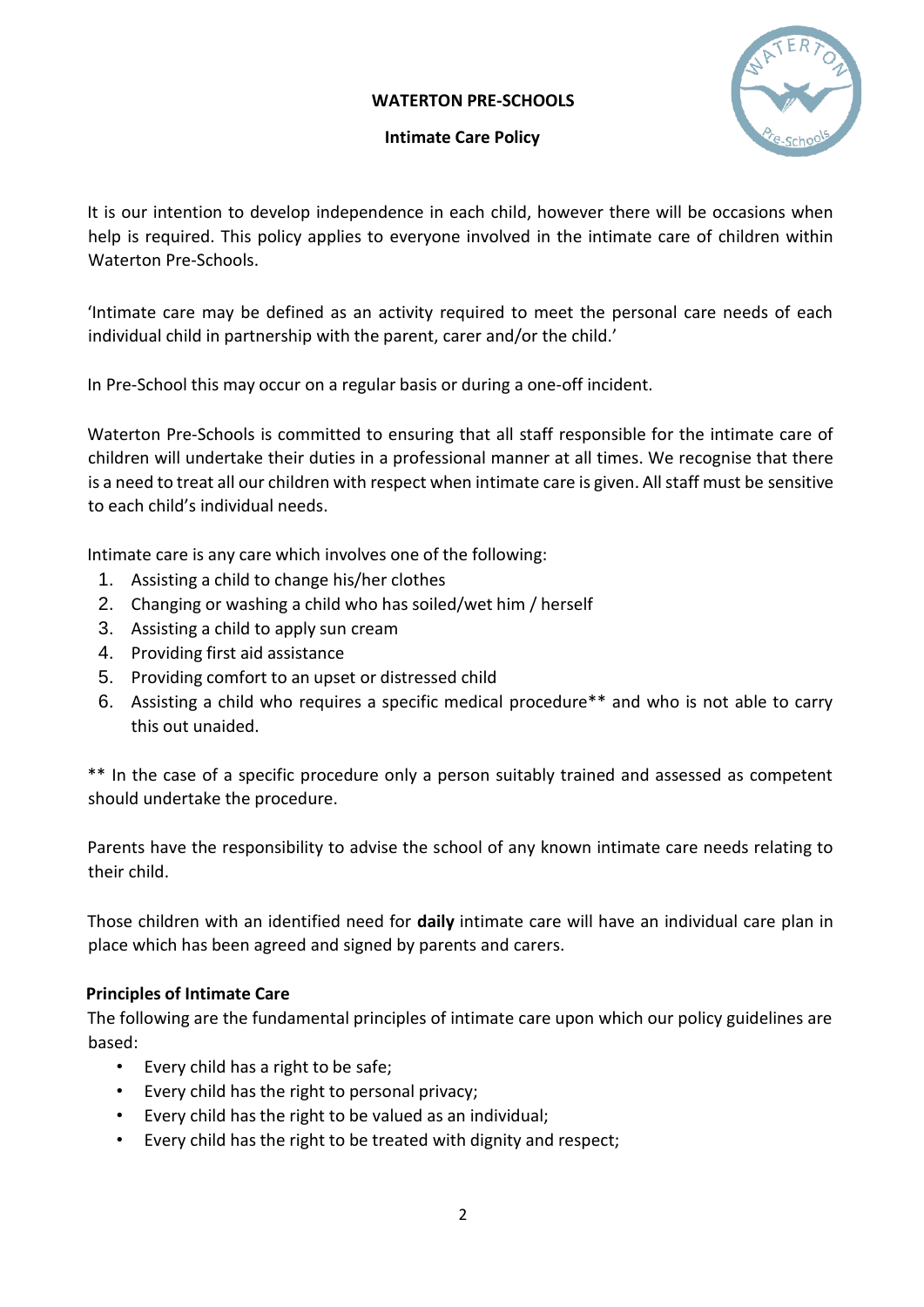**WATERTON PRE-SCHOOLS**

**Intimate Care Policy**

It is our intention to develop independence in each child, however there will be occasions when help is required. This policy applies to everyone involved in the intimate care of children within Waterton Pre-Schools.

'Intimate care may be defined as an activity required to meet the personal care needs of each individual child in partnership with the parent, carer and/or the child.'

In Pre-School this may occur on a regular basis or during a one-off incident.

Waterton Pre-Schools is committed to ensuring that all staff responsible for the intimate care of children will undertake their duties in a professional manner at all times. We recognise that there is a need to treat all our children with respect when intimate care is given. All staff must be sensitive to each child's individual needs.

Intimate care is any care which involves one of the following:

1. Assisting a child to change his/her clothes
2. Changing or washing a child who has soiled/wet him / herself
3. Assisting a child to apply sun cream
4. Providing first aid assistance
5. Providing comfort to an upset or distressed child
6. Assisting a child who requires a specific medical procedure** and who is not able to carry this out unaided.

** In the case of a specific procedure only a person suitably trained and assessed as competent should undertake the procedure.

Parents have the responsibility to advise the school of any known intimate care needs relating to their child.

Those children with an identified need for **daily** intimate care will have an individual care plan in place which has been agreed and signed by parents and carers.

### Principles of Intimate Care

The following are the fundamental principles of intimate care upon which our policy guidelines are based:

- Every child has a right to be safe;
- Every child has the right to personal privacy;
- Every child has the right to be valued as an individual;
- Every child has the right to be treated with dignity and respect;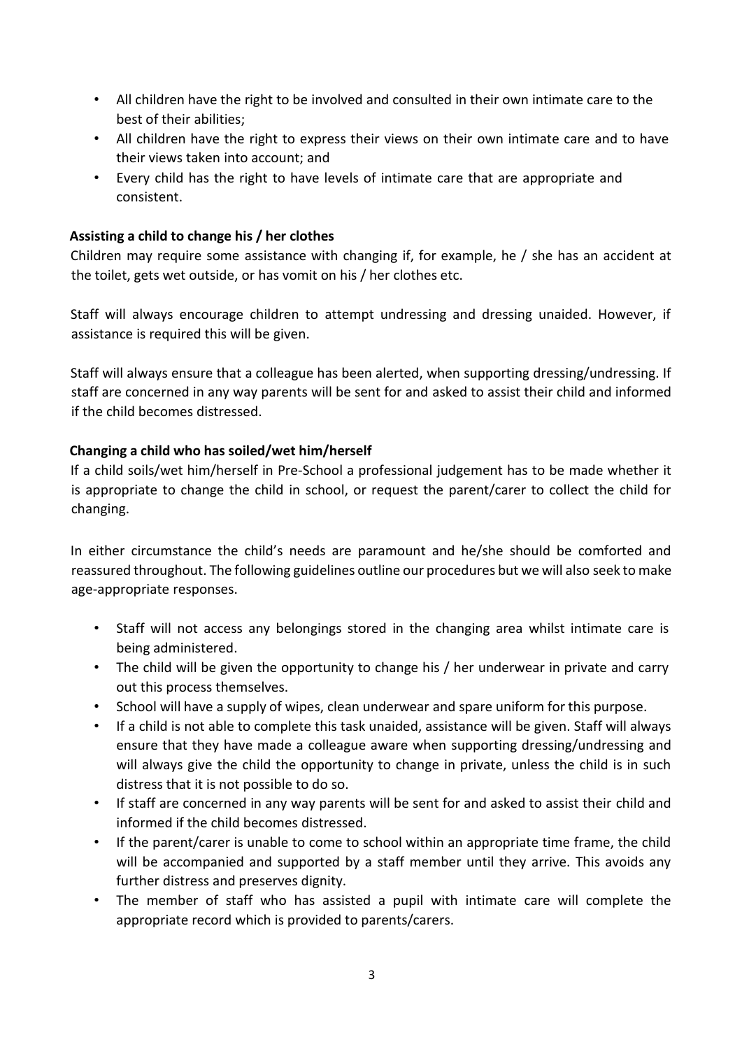- All children have the right to be involved and consulted in their own intimate care to the best of their abilities;
- All children have the right to express their views on their own intimate care and to have their views taken into account; and
- Every child has the right to have levels of intimate care that are appropriate and consistent.

**Assisting a child to change his / her clothes**

Children may require some assistance with changing if, for example, he / she has an accident at the toilet, gets wet outside, or has vomit on his / her clothes etc.

Staff will always encourage children to attempt undressing and dressing unaided. However, if assistance is required this will be given.

Staff will always ensure that a colleague has been alerted, when supporting dressing/undressing. If staff are concerned in any way parents will be sent for and asked to assist their child and informed if the child becomes distressed.

**Changing a child who has soiled/wet him/herself**

If a child soils/wet him/herself in Pre-School a professional judgement has to be made whether it is appropriate to change the child in school, or request the parent/carer to collect the child for changing.

In either circumstance the child's needs are paramount and he/she should be comforted and reassured throughout. The following guidelines outline our procedures but we will also seek to make age-appropriate responses.

- Staff will not access any belongings stored in the changing area whilst intimate care is being administered.
- The child will be given the opportunity to change his / her underwear in private and carry out this process themselves.
- School will have a supply of wipes, clean underwear and spare uniform for this purpose.
- If a child is not able to complete this task unaided, assistance will be given. Staff will always ensure that they have made a colleague aware when supporting dressing/undressing and will always give the child the opportunity to change in private, unless the child is in such distress that it is not possible to do so.
- If staff are concerned in any way parents will be sent for and asked to assist their child and informed if the child becomes distressed.
- If the parent/carer is unable to come to school within an appropriate time frame, the child will be accompanied and supported by a staff member until they arrive. This avoids any further distress and preserves dignity.
- The member of staff who has assisted a pupil with intimate care will complete the appropriate record which is provided to parents/carers.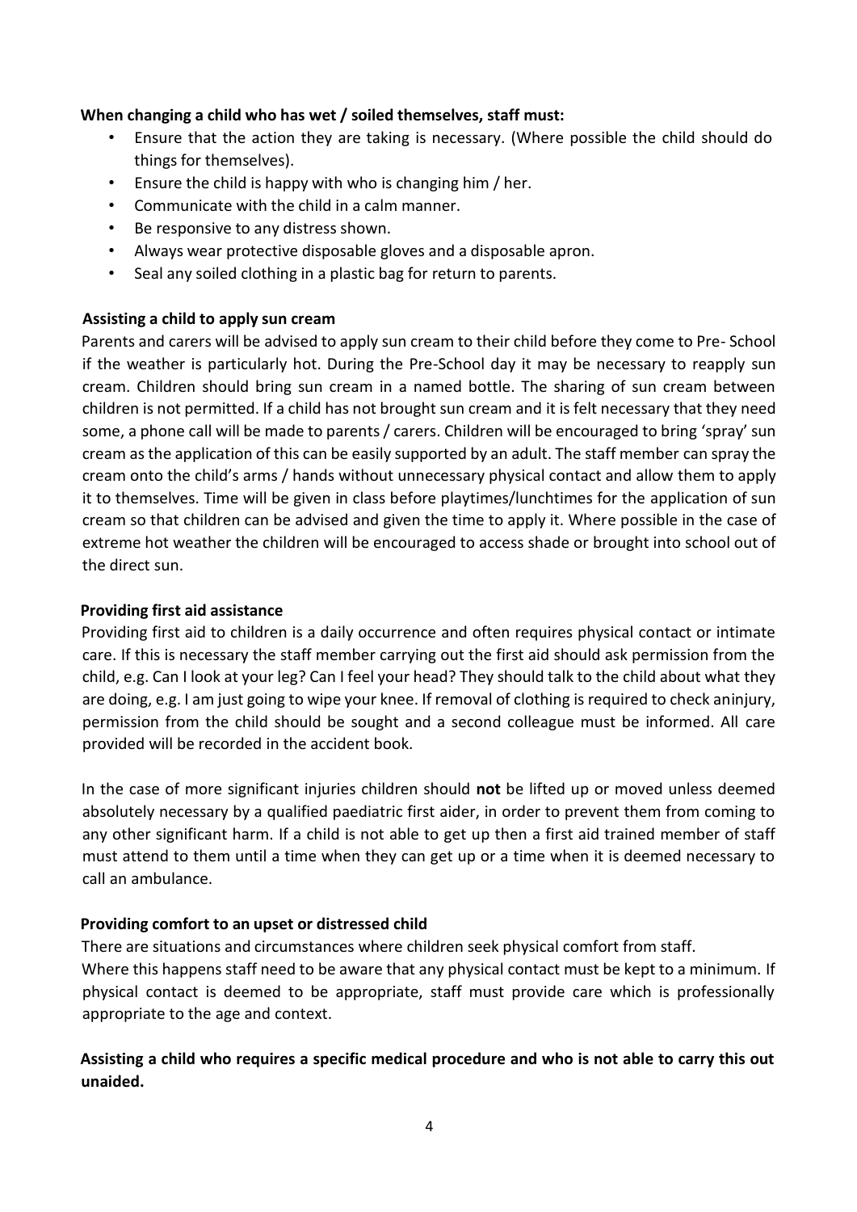**When changing a child who has wet / soiled themselves, staff must:**

- Ensure that the action they are taking is necessary. (Where possible the child should do things for themselves).
- Ensure the child is happy with who is changing him / her.
- Communicate with the child in a calm manner.
- Be responsive to any distress shown.
- Always wear protective disposable gloves and a disposable apron.
- Seal any soiled clothing in a plastic bag for return to parents.

**Assisting a child to apply sun cream**

Parents and carers will be advised to apply sun cream to their child before they come to Pre- School if the weather is particularly hot. During the Pre-School day it may be necessary to reapply sun cream. Children should bring sun cream in a named bottle. The sharing of sun cream between children is not permitted. If a child has not brought sun cream and it is felt necessary that they need some, a phone call will be made to parents / carers. Children will be encouraged to bring 'spray' sun cream as the application of this can be easily supported by an adult. The staff member can spray the cream onto the child's arms / hands without unnecessary physical contact and allow them to apply it to themselves. Time will be given in class before playtimes/lunchtimes for the application of sun cream so that children can be advised and given the time to apply it. Where possible in the case of extreme hot weather the children will be encouraged to access shade or brought into school out of the direct sun.

**Providing first aid assistance**

Providing first aid to children is a daily occurrence and often requires physical contact or intimate care. If this is necessary the staff member carrying out the first aid should ask permission from the child, e.g. Can I look at your leg? Can I feel your head? They should talk to the child about what they are doing, e.g. I am just going to wipe your knee. If removal of clothing is required to check aninjury, permission from the child should be sought and a second colleague must be informed. All care provided will be recorded in the accident book.

In the case of more significant injuries children should **not** be lifted up or moved unless deemed absolutely necessary by a qualified paediatric first aider, in order to prevent them from coming to any other significant harm. If a child is not able to get up then a first aid trained member of staff must attend to them until a time when they can get up or a time when it is deemed necessary to call an ambulance.

**Providing comfort to an upset or distressed child**

There are situations and circumstances where children seek physical comfort from staff.
Where this happens staff need to be aware that any physical contact must be kept to a minimum. If physical contact is deemed to be appropriate, staff must provide care which is professionally appropriate to the age and context.

**Assisting a child who requires a specific medical procedure and who is not able to carry this out unaided.**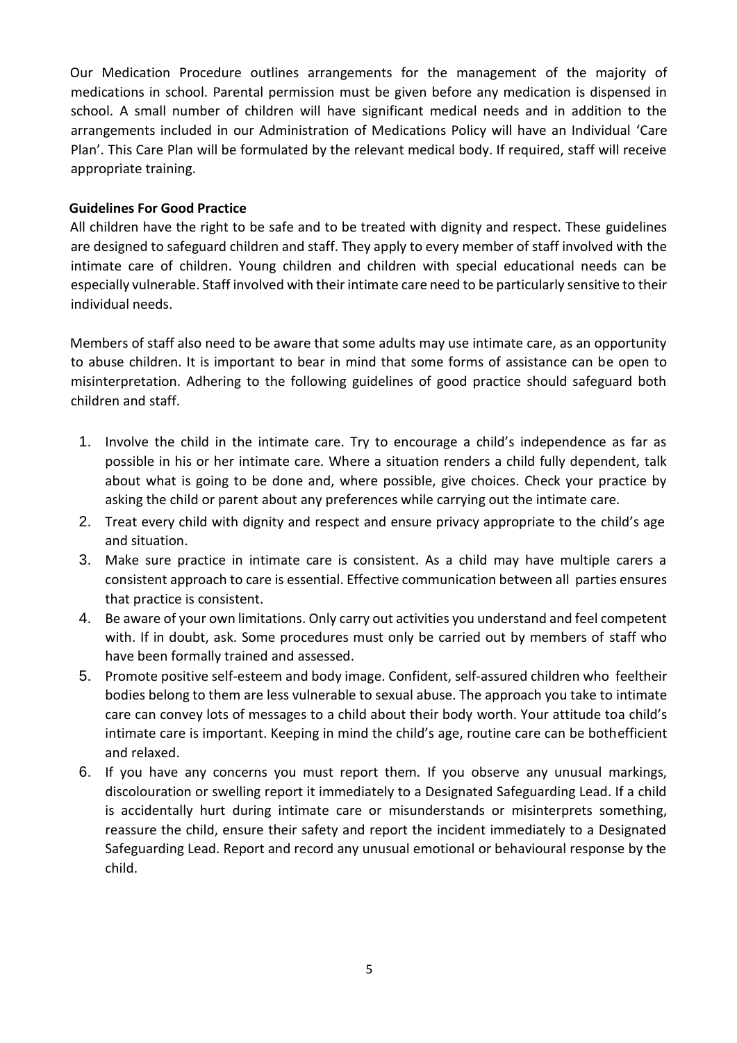Our Medication Procedure outlines arrangements for the management of the majority of medications in school. Parental permission must be given before any medication is dispensed in school. A small number of children will have significant medical needs and in addition to the arrangements included in our Administration of Medications Policy will have an Individual 'Care Plan'. This Care Plan will be formulated by the relevant medical body. If required, staff will receive appropriate training.

**Guidelines For Good Practice**

All children have the right to be safe and to be treated with dignity and respect. These guidelines are designed to safeguard children and staff. They apply to every member of staff involved with the intimate care of children. Young children and children with special educational needs can be especially vulnerable. Staff involved with their intimate care need to be particularly sensitive to their individual needs.

Members of staff also need to be aware that some adults may use intimate care, as an opportunity to abuse children. It is important to bear in mind that some forms of assistance can be open to misinterpretation. Adhering to the following guidelines of good practice should safeguard both children and staff.

1. Involve the child in the intimate care. Try to encourage a child's independence as far as possible in his or her intimate care. Where a situation renders a child fully dependent, talk about what is going to be done and, where possible, give choices. Check your practice by asking the child or parent about any preferences while carrying out the intimate care.
2. Treat every child with dignity and respect and ensure privacy appropriate to the child's age and situation.
3. Make sure practice in intimate care is consistent. As a child may have multiple carers a consistent approach to care is essential. Effective communication between all parties ensures that practice is consistent.
4. Be aware of your own limitations. Only carry out activities you understand and feel competent with. If in doubt, ask. Some procedures must only be carried out by members of staff who have been formally trained and assessed.
5. Promote positive self-esteem and body image. Confident, self-assured children who feeltheir bodies belong to them are less vulnerable to sexual abuse. The approach you take to intimate care can convey lots of messages to a child about their body worth. Your attitude toa child's intimate care is important. Keeping in mind the child's age, routine care can be bothefficient and relaxed.
6. If you have any concerns you must report them. If you observe any unusual markings, discolouration or swelling report it immediately to a Designated Safeguarding Lead. If a child is accidentally hurt during intimate care or misunderstands or misinterprets something, reassure the child, ensure their safety and report the incident immediately to a Designated Safeguarding Lead. Report and record any unusual emotional or behavioural response by the child.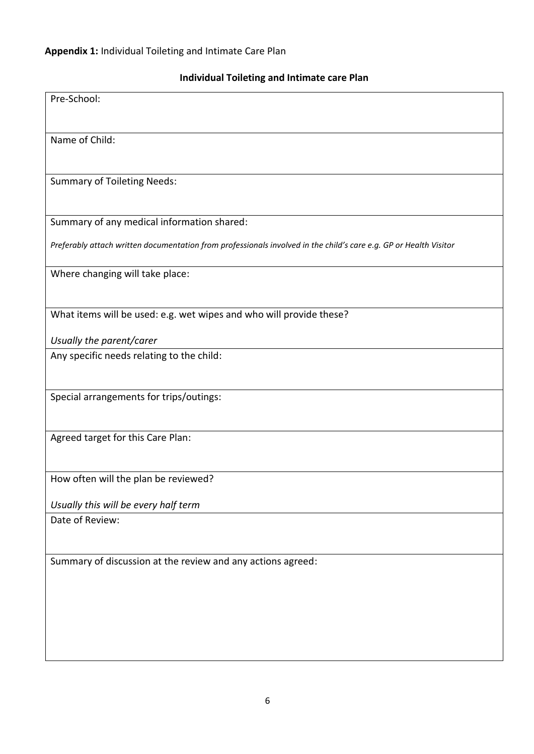**Appendix 1:** Individual Toileting and Intimate Care Plan

## Individual Toileting and Intimate care Plan

| Pre-School: |
|---|
| Name of Child: |
| Summary of Toileting Needs: |
| Summary of any medical information shared:<br><br>*Preferably attach written documentation from professionals involved in the child's care e.g. GP or Health Visitor* |
| Where changing will take place: |
| What items will be used: e.g. wet wipes and who will provide these?<br><br>*Usually the parent/carer* |
| Any specific needs relating to the child: |
| Special arrangements for trips/outings: |
| Agreed target for this Care Plan: |
| How often will the plan be reviewed?<br><br>*Usually this will be every half term* |
| Date of Review: |
| Summary of discussion at the review and any actions agreed: |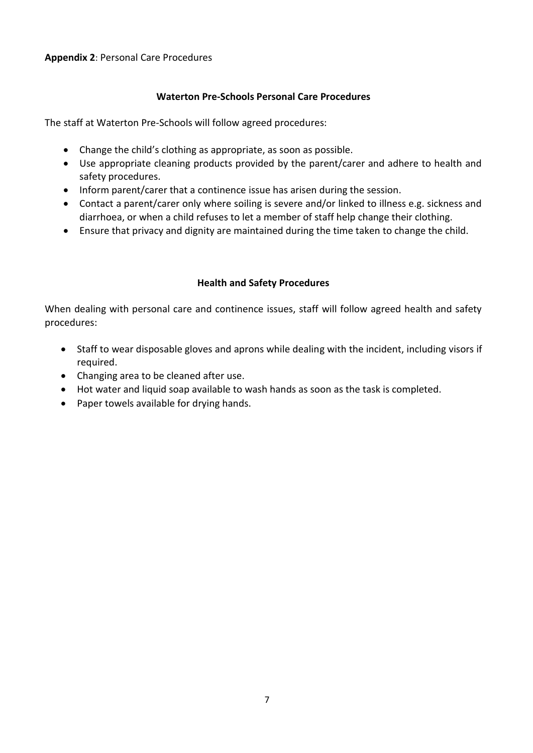**Appendix 2**: Personal Care Procedures

### Waterton Pre-Schools Personal Care Procedures

The staff at Waterton Pre-Schools will follow agreed procedures:

- Change the child's clothing as appropriate, as soon as possible.
- Use appropriate cleaning products provided by the parent/carer and adhere to health and safety procedures.
- Inform parent/carer that a continence issue has arisen during the session.
- Contact a parent/carer only where soiling is severe and/or linked to illness e.g. sickness and diarrhoea, or when a child refuses to let a member of staff help change their clothing.
- Ensure that privacy and dignity are maintained during the time taken to change the child.

### Health and Safety Procedures

When dealing with personal care and continence issues, staff will follow agreed health and safety procedures:

- Staff to wear disposable gloves and aprons while dealing with the incident, including visors if required.
- Changing area to be cleaned after use.
- Hot water and liquid soap available to wash hands as soon as the task is completed.
- Paper towels available for drying hands.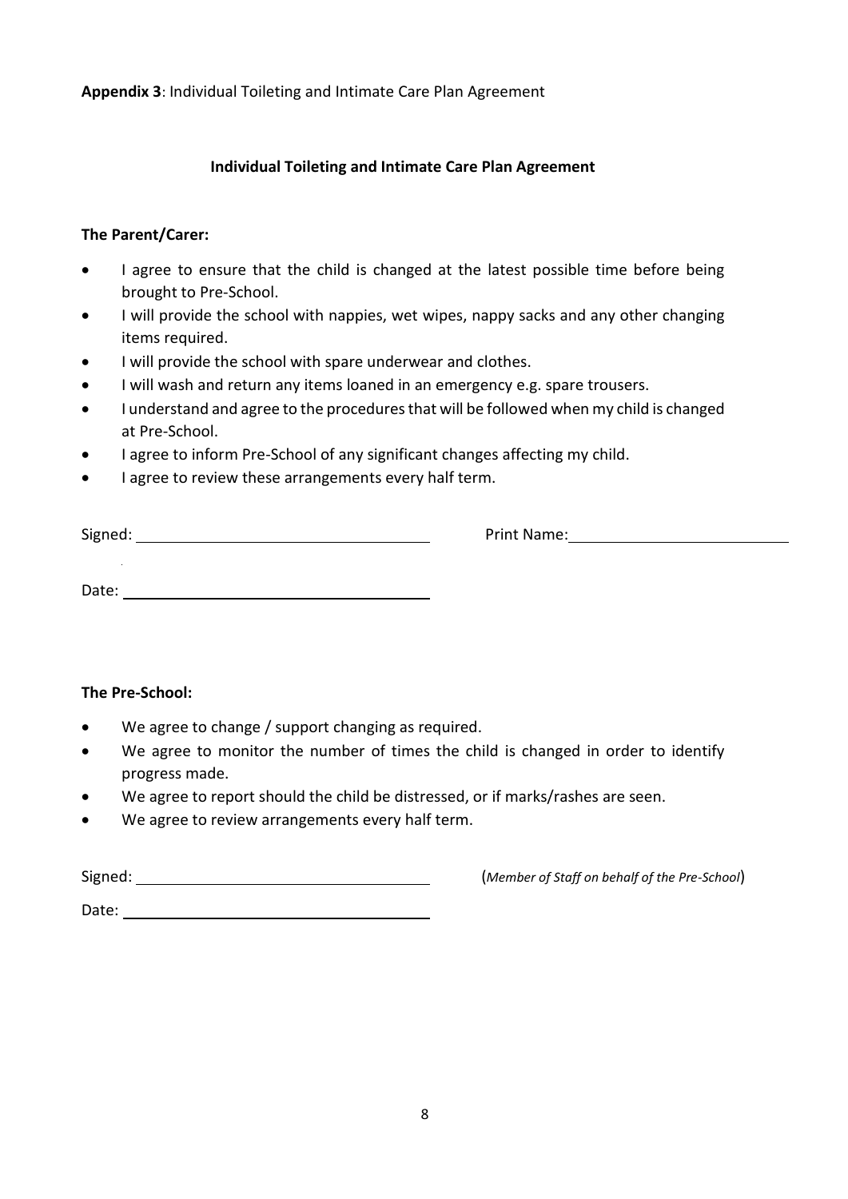**Appendix 3**: Individual Toileting and Intimate Care Plan Agreement

## Individual Toileting and Intimate Care Plan Agreement

**The Parent/Carer:**

- I agree to ensure that the child is changed at the latest possible time before being brought to Pre-School.
- I will provide the school with nappies, wet wipes, nappy sacks and any other changing items required.
- I will provide the school with spare underwear and clothes.
- I will wash and return any items loaned in an emergency e.g. spare trousers.
- I understand and agree to the procedures that will be followed when my child is changed at Pre-School.
- I agree to inform Pre-School of any significant changes affecting my child.
- I agree to review these arrangements every half term.

Signed: ________________________________ Print Name: ________________________

Date: ________________________________

**The Pre-School:**

- We agree to change / support changing as required.
- We agree to monitor the number of times the child is changed in order to identify progress made.
- We agree to report should the child be distressed, or if marks/rashes are seen.
- We agree to review arrangements every half term.

Signed: ________________________________ (*Member of Staff on behalf of the Pre-School*)

Date: ________________________________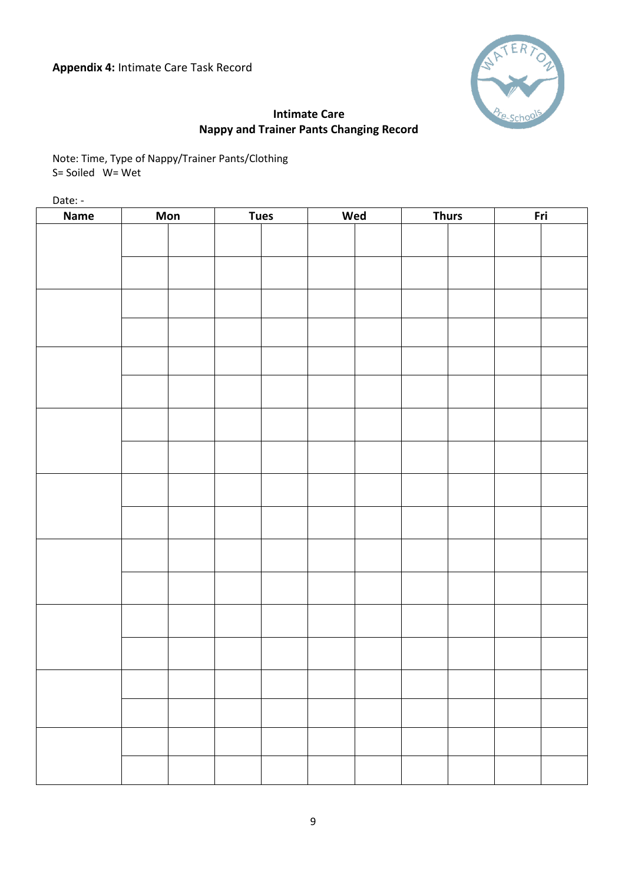**Appendix 4:** Intimate Care Task Record

**Intimate Care**
**Nappy and Trainer Pants Changing Record**

Note: Time, Type of Nappy/Trainer Pants/Clothing
S= Soiled W= Wet

Date: -

| Name | Mon | | Tues | | Wed | | Thurs | | Fri | |
|---|---|---|---|---|---|---|---|---|---|---|
| | | | | | | | | | | |
| | | | | | | | | | | |
| | | | | | | | | | | |
| | | | | | | | | | | |
| | | | | | | | | | | |
| | | | | | | | | | | |
| | | | | | | | | | | |
| | | | | | | | | | | |
| | | | | | | | | | | |
| | | | | | | | | | | |
| | | | | | | | | | | |
| | | | | | | | | | | |
| | | | | | | | | | | |
| | | | | | | | | | | |
| | | | | | | | | | | |
| | | | | | | | | | | |
| | | | | | | | | | | |
| | | | | | | | | | | |